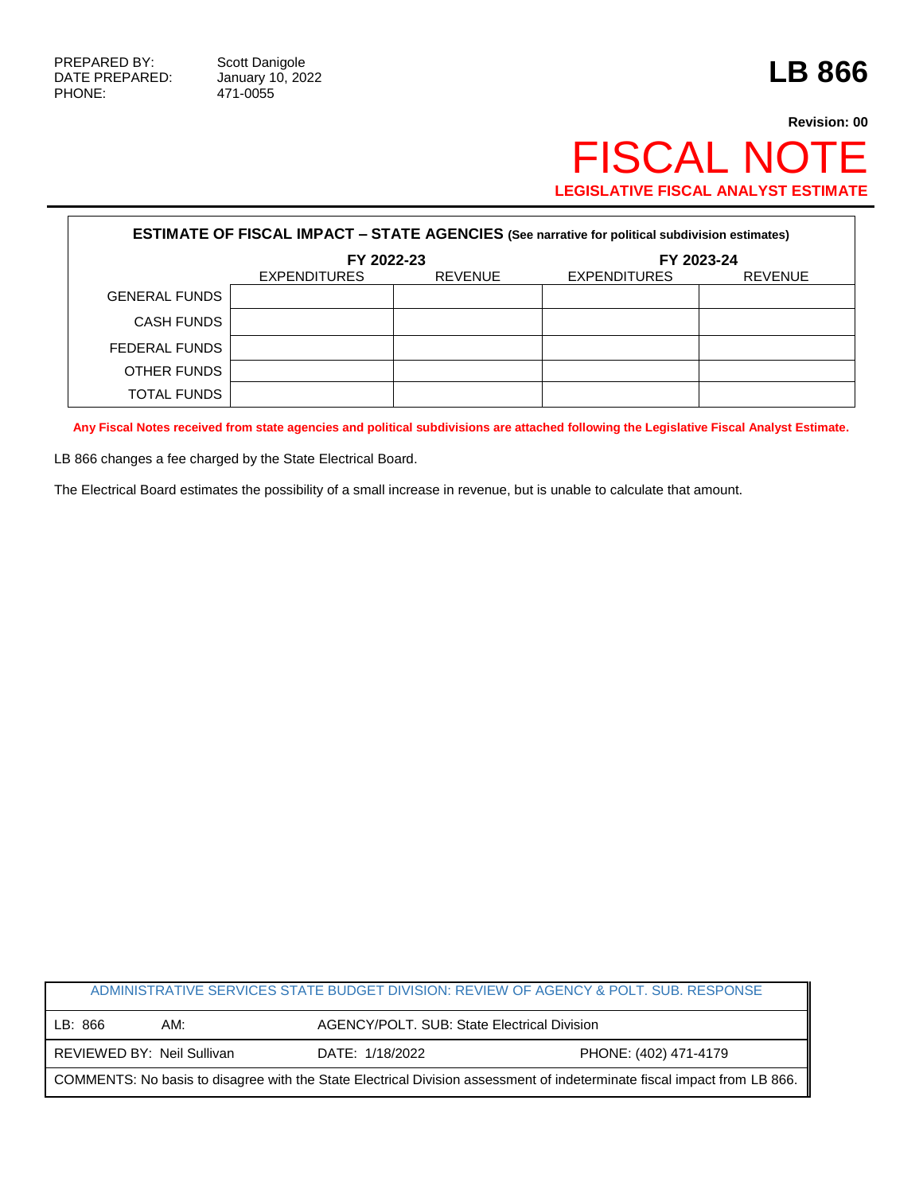PREPARED BY: Scott Danigole
DATE PREPARED: January 10, 2022
PHONE: 471-0055

# LB 866

**Revision: 00**

# FISCAL NOTE

**LEGISLATIVE FISCAL ANALYST ESTIMATE**

**ESTIMATE OF FISCAL IMPACT – STATE AGENCIES (See narrative for political subdivision estimates)**

| | FY 2022-23 | | FY 2023-24 | |
|---|---|---|---|---|
| | EXPENDITURES | REVENUE | EXPENDITURES | REVENUE |
| GENERAL FUNDS | | | | |
| CASH FUNDS | | | | |
| FEDERAL FUNDS | | | | |
| OTHER FUNDS | | | | |
| TOTAL FUNDS | | | | |

**Any Fiscal Notes received from state agencies and political subdivisions are attached following the Legislative Fiscal Analyst Estimate.**

LB 866 changes a fee charged by the State Electrical Board.

The Electrical Board estimates the possibility of a small increase in revenue, but is unable to calculate that amount.

| ADMINISTRATIVE SERVICES STATE BUDGET DIVISION: REVIEW OF AGENCY & POLT. SUB. RESPONSE | | | |
|---|---|---|---|
| LB: 866 | AM: | AGENCY/POLT. SUB: State Electrical Division | |
| REVIEWED BY: Neil Sullivan | | DATE: 1/18/2022 | PHONE: (402) 471-4179 |
| COMMENTS: No basis to disagree with the State Electrical Division assessment of indeterminate fiscal impact from LB 866. | | | |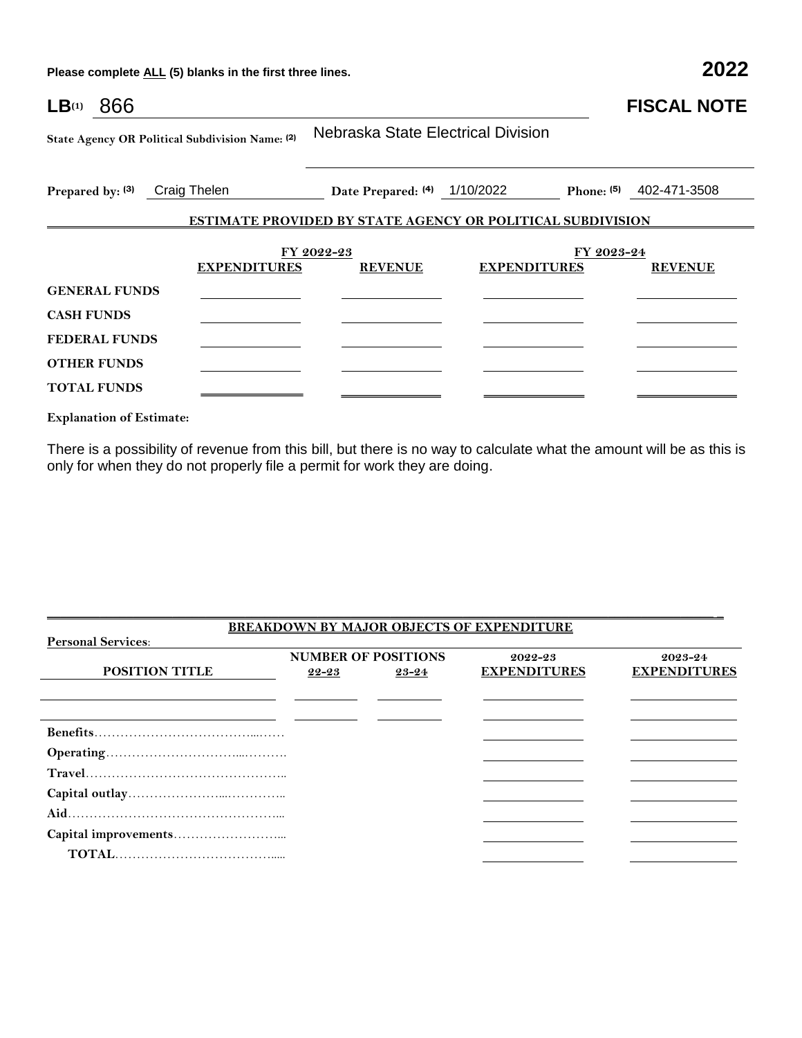Please complete ALL (5) blanks in the first three lines.

**2022**

**LB(1)** 866

**FISCAL NOTE**

**State Agency OR Political Subdivision Name: (2)** Nebraska State Electrical Division

**Prepared by: (3)** Craig Thelen **Date Prepared: (4)** 1/10/2022 **Phone: (5)** 402-471-3508

## ESTIMATE PROVIDED BY STATE AGENCY OR POLITICAL SUBDIVISION

| | FY 2022-23 | | FY 2023-24 | |
|---|---|---|---|---|
| | **EXPENDITURES** | **REVENUE** | **EXPENDITURES** | **REVENUE** |
| **GENERAL FUNDS** | | | | |
| **CASH FUNDS** | | | | |
| **FEDERAL FUNDS** | | | | |
| **OTHER FUNDS** | | | | |
| **TOTAL FUNDS** | | | | |

**Explanation of Estimate:**

There is a possibility of revenue from this bill, but there is no way to calculate what the amount will be as this is only for when they do not properly file a permit for work they are doing.

## BREAKDOWN BY MAJOR OBJECTS OF EXPENDITURE

**Personal Services:**

| | NUMBER OF POSITIONS | | 2022-23 | 2023-24 |
|---|---|---|---|---|
| **POSITION TITLE** | **22-23** | **23-24** | **EXPENDITURES** | **EXPENDITURES** |
| | | | | |
| | | | | |
| **Benefits** | | | | |
| **Operating** | | | | |
| **Travel** | | | | |
| **Capital outlay** | | | | |
| **Aid** | | | | |
| **Capital improvements** | | | | |
| **TOTAL** | | | | |